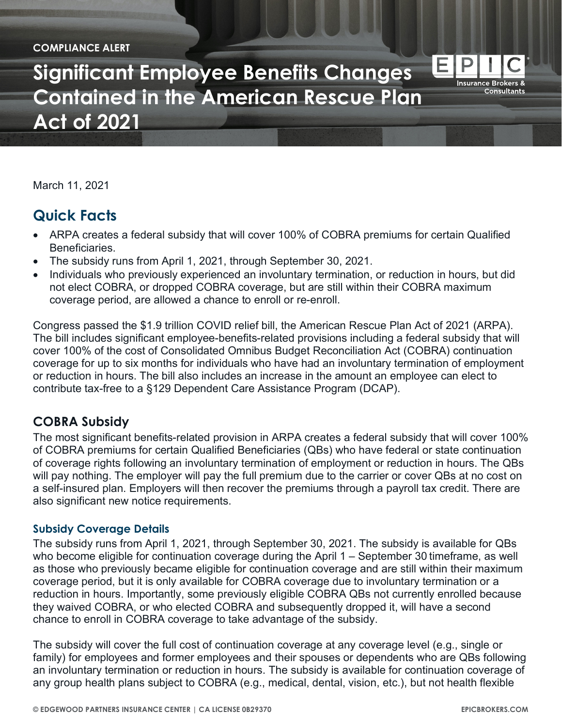COMPLIANCE ALERT

# Significant Employee Benefits Changes Contained in the American Rescue Plan Act of 2021

March 11, 2021

## Quick Facts

- ARPA creates a federal subsidy that will cover 100% of COBRA premiums for certain Qualified Beneficiaries.
- The subsidy runs from April 1, 2021, through September 30, 2021.
- Individuals who previously experienced an involuntary termination, or reduction in hours, but did not elect COBRA, or dropped COBRA coverage, but are still within their COBRA maximum coverage period, are allowed a chance to enroll or re-enroll.

Congress passed the $1.9 trillion COVID relief bill, the American Rescue Plan Act of 2021 (ARPA). The bill includes significant employee-benefits-related provisions including a federal subsidy that will cover 100% of the cost of Consolidated Omnibus Budget Reconciliation Act (COBRA) continuation coverage for up to six months for individuals who have had an involuntary termination of employment or reduction in hours. The bill also includes an increase in the amount an employee can elect to contribute tax-free to a §129 Dependent Care Assistance Program (DCAP).

### COBRA Subsidy

The most significant benefits-related provision in ARPA creates a federal subsidy that will cover 100% of COBRA premiums for certain Qualified Beneficiaries (QBs) who have federal or state continuation of coverage rights following an involuntary termination of employment or reduction in hours. The QBs will pay nothing. The employer will pay the full premium due to the carrier or cover QBs at no cost on a self-insured plan. Employers will then recover the premiums through a payroll tax credit. There are also significant new notice requirements.

#### Subsidy Coverage Details

The subsidy runs from April 1, 2021, through September 30, 2021. The subsidy is available for QBs who become eligible for continuation coverage during the April 1 – September 30 timeframe, as well as those who previously became eligible for continuation coverage and are still within their maximum coverage period, but it is only available for COBRA coverage due to involuntary termination or a reduction in hours. Importantly, some previously eligible COBRA QBs not currently enrolled because they waived COBRA, or who elected COBRA and subsequently dropped it, will have a second chance to enroll in COBRA coverage to take advantage of the subsidy.

The subsidy will cover the full cost of continuation coverage at any coverage level (e.g., single or family) for employees and former employees and their spouses or dependents who are QBs following an involuntary termination or reduction in hours. The subsidy is available for continuation coverage of any group health plans subject to COBRA (e.g., medical, dental, vision, etc.), but not health flexible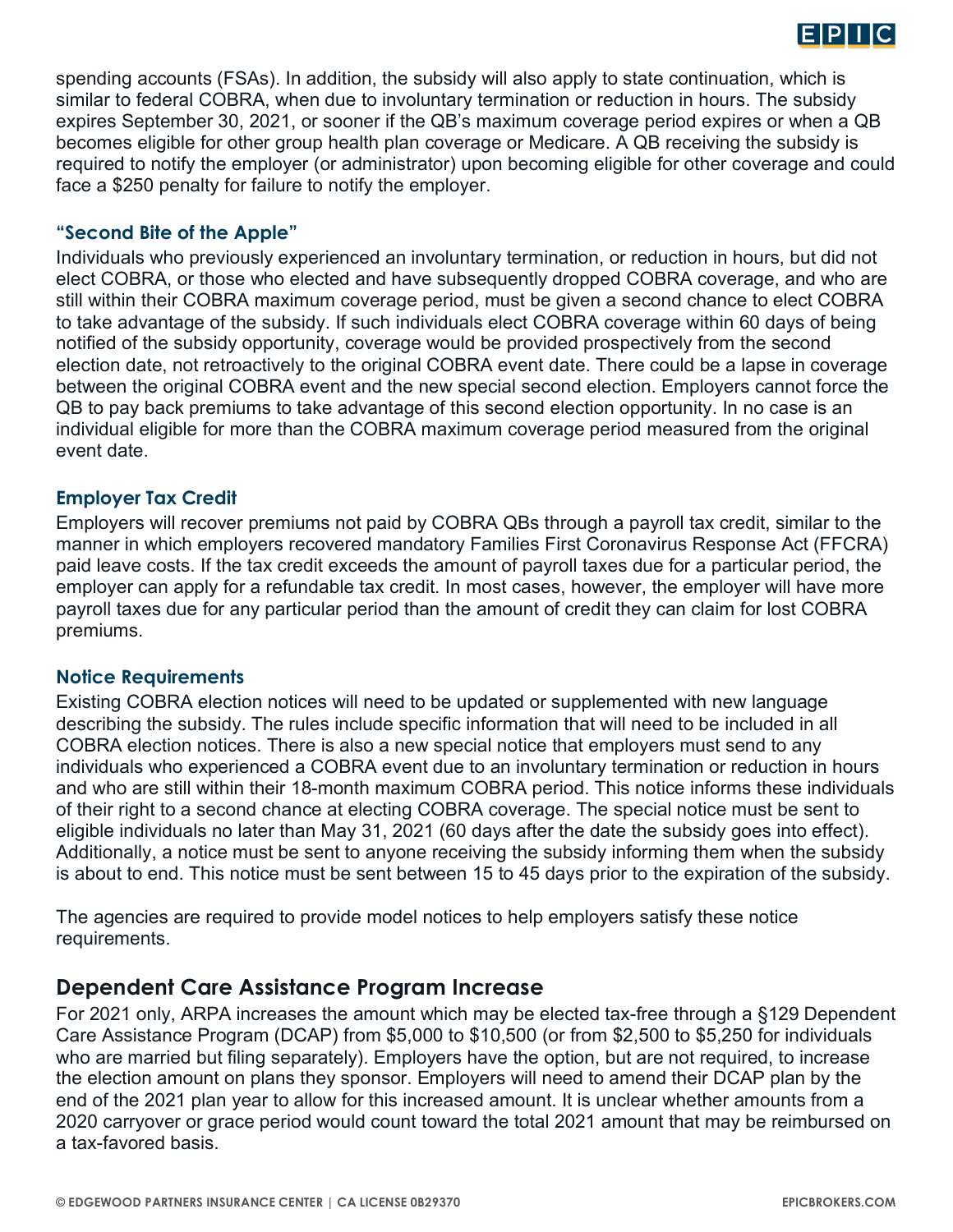spending accounts (FSAs). In addition, the subsidy will also apply to state continuation, which is similar to federal COBRA, when due to involuntary termination or reduction in hours. The subsidy expires September 30, 2021, or sooner if the QB's maximum coverage period expires or when a QB becomes eligible for other group health plan coverage or Medicare. A QB receiving the subsidy is required to notify the employer (or administrator) upon becoming eligible for other coverage and could face a $250 penalty for failure to notify the employer.

### "Second Bite of the Apple"

Individuals who previously experienced an involuntary termination, or reduction in hours, but did not elect COBRA, or those who elected and have subsequently dropped COBRA coverage, and who are still within their COBRA maximum coverage period, must be given a second chance to elect COBRA to take advantage of the subsidy. If such individuals elect COBRA coverage within 60 days of being notified of the subsidy opportunity, coverage would be provided prospectively from the second election date, not retroactively to the original COBRA event date. There could be a lapse in coverage between the original COBRA event and the new special second election. Employers cannot force the QB to pay back premiums to take advantage of this second election opportunity. In no case is an individual eligible for more than the COBRA maximum coverage period measured from the original event date.

### Employer Tax Credit

Employers will recover premiums not paid by COBRA QBs through a payroll tax credit, similar to the manner in which employers recovered mandatory Families First Coronavirus Response Act (FFCRA) paid leave costs. If the tax credit exceeds the amount of payroll taxes due for a particular period, the employer can apply for a refundable tax credit. In most cases, however, the employer will have more payroll taxes due for any particular period than the amount of credit they can claim for lost COBRA premiums.

### Notice Requirements

Existing COBRA election notices will need to be updated or supplemented with new language describing the subsidy. The rules include specific information that will need to be included in all COBRA election notices. There is also a new special notice that employers must send to any individuals who experienced a COBRA event due to an involuntary termination or reduction in hours and who are still within their 18-month maximum COBRA period. This notice informs these individuals of their right to a second chance at electing COBRA coverage. The special notice must be sent to eligible individuals no later than May 31, 2021 (60 days after the date the subsidy goes into effect). Additionally, a notice must be sent to anyone receiving the subsidy informing them when the subsidy is about to end. This notice must be sent between 15 to 45 days prior to the expiration of the subsidy.

The agencies are required to provide model notices to help employers satisfy these notice requirements.

## Dependent Care Assistance Program Increase

For 2021 only, ARPA increases the amount which may be elected tax-free through a §129 Dependent Care Assistance Program (DCAP) from $5,000 to $10,500 (or from $2,500 to $5,250 for individuals who are married but filing separately). Employers have the option, but are not required, to increase the election amount on plans they sponsor. Employers will need to amend their DCAP plan by the end of the 2021 plan year to allow for this increased amount. It is unclear whether amounts from a 2020 carryover or grace period would count toward the total 2021 amount that may be reimbursed on a tax-favored basis.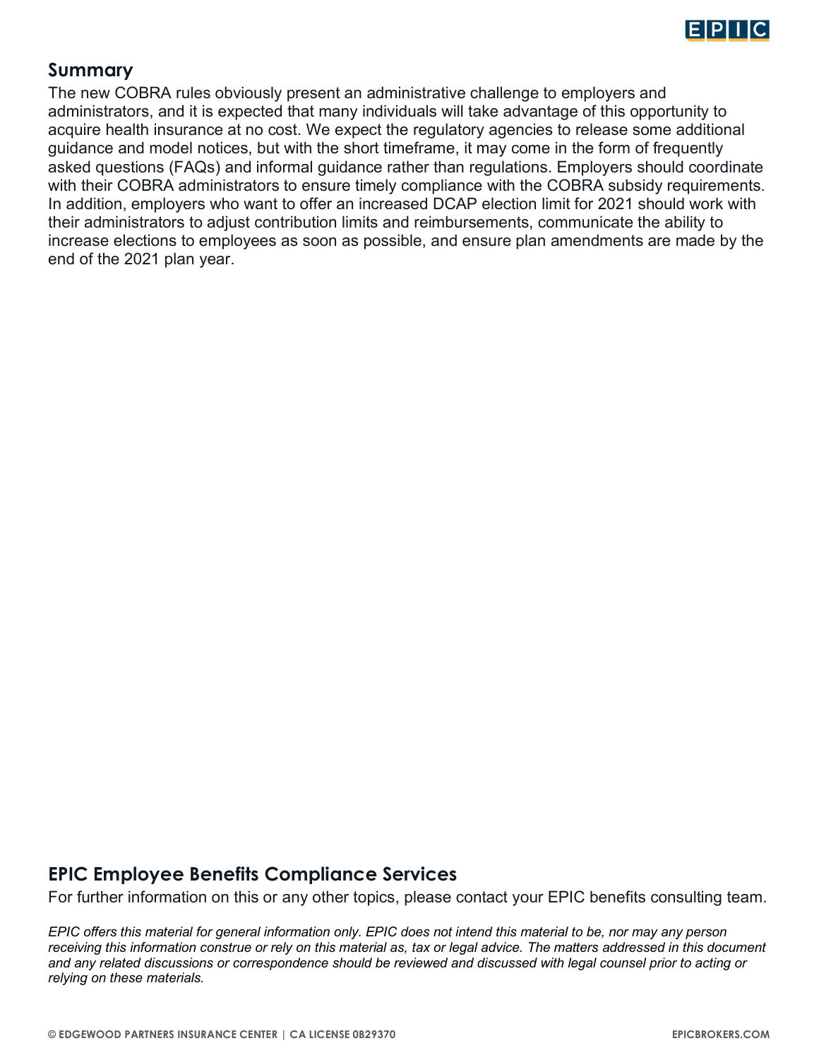## Summary

The new COBRA rules obviously present an administrative challenge to employers and administrators, and it is expected that many individuals will take advantage of this opportunity to acquire health insurance at no cost. We expect the regulatory agencies to release some additional guidance and model notices, but with the short timeframe, it may come in the form of frequently asked questions (FAQs) and informal guidance rather than regulations. Employers should coordinate with their COBRA administrators to ensure timely compliance with the COBRA subsidy requirements. In addition, employers who want to offer an increased DCAP election limit for 2021 should work with their administrators to adjust contribution limits and reimbursements, communicate the ability to increase elections to employees as soon as possible, and ensure plan amendments are made by the end of the 2021 plan year.

## EPIC Employee Benefits Compliance Services

For further information on this or any other topics, please contact your EPIC benefits consulting team.

*EPIC offers this material for general information only. EPIC does not intend this material to be, nor may any person receiving this information construe or rely on this material as, tax or legal advice. The matters addressed in this document and any related discussions or correspondence should be reviewed and discussed with legal counsel prior to acting or relying on these materials.*